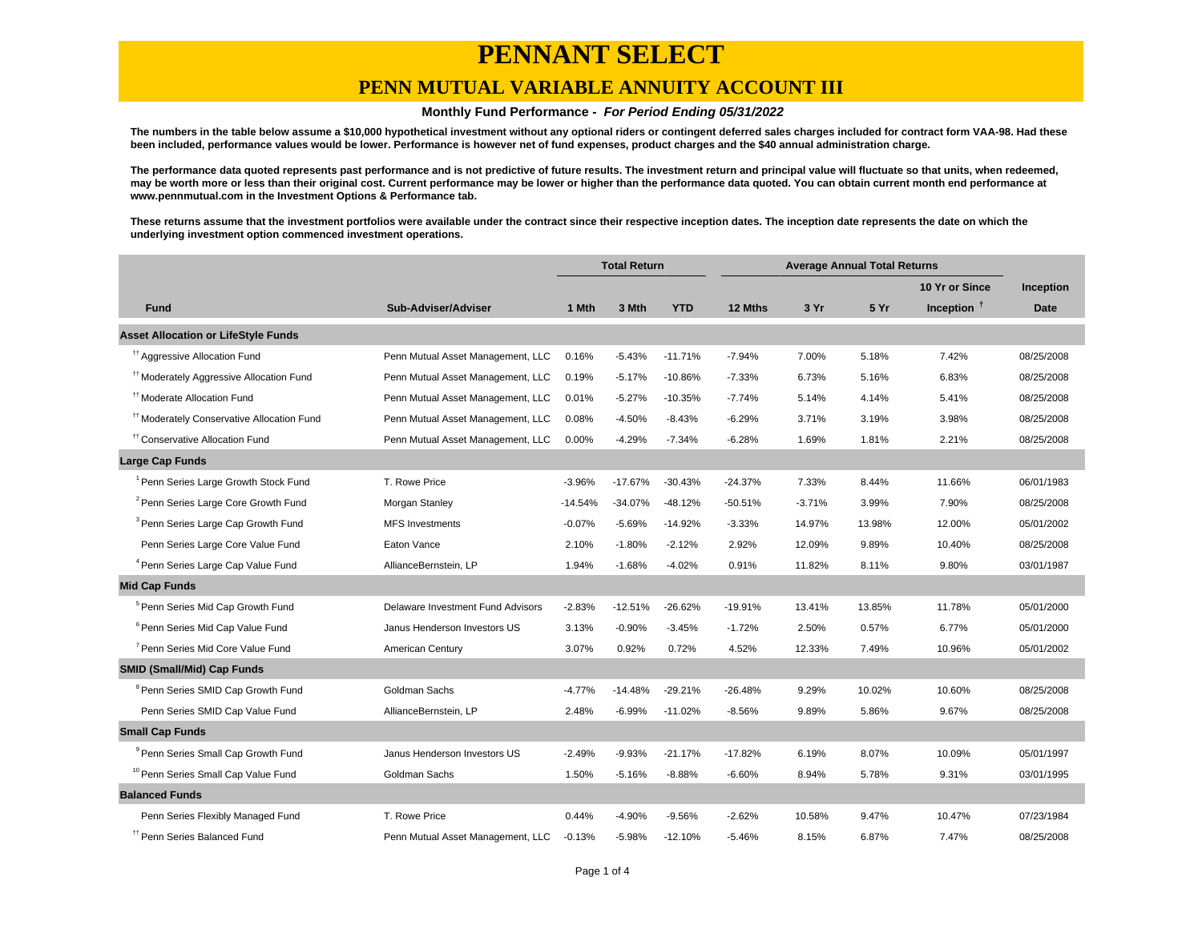# PENNANT SELECT

## PENN MUTUAL VARIABLE ANNUITY ACCOUNT III

**Monthly Fund Performance -** ***For Period Ending 05/31/2022***

**The numbers in the table below assume a $10,000 hypothetical investment without any optional riders or contingent deferred sales charges included for contract form VAA-98. Had these been included, performance values would be lower. Performance is however net of fund expenses, product charges and the $40 annual administration charge.**

**The performance data quoted represents past performance and is not predictive of future results. The investment return and principal value will fluctuate so that units, when redeemed, may be worth more or less than their original cost. Current performance may be lower or higher than the performance data quoted. You can obtain current month end performance at www.pennmutual.com in the Investment Options & Performance tab.**

**These returns assume that the investment portfolios were available under the contract since their respective inception dates. The inception date represents the date on which the underlying investment option commenced investment operations.**

| | | Total Return | | | Average Annual Total Returns | | | | |
|---|---|---|---|---|---|---|---|---|---|
| **Fund** | **Sub-Adviser/Adviser** | **1 Mth** | **3 Mth** | **YTD** | **12 Mths** | **3 Yr** | **5 Yr** | **10 Yr or Since Inception †** | **Inception Date** |
| **Asset Allocation or LifeStyle Funds** | | | | | | | | | |
| †† Aggressive Allocation Fund | Penn Mutual Asset Management, LLC | 0.16% | -5.43% | -11.71% | -7.94% | 7.00% | 5.18% | 7.42% | 08/25/2008 |
| †† Moderately Aggressive Allocation Fund | Penn Mutual Asset Management, LLC | 0.19% | -5.17% | -10.86% | -7.33% | 6.73% | 5.16% | 6.83% | 08/25/2008 |
| †† Moderate Allocation Fund | Penn Mutual Asset Management, LLC | 0.01% | -5.27% | -10.35% | -7.74% | 5.14% | 4.14% | 5.41% | 08/25/2008 |
| †† Moderately Conservative Allocation Fund | Penn Mutual Asset Management, LLC | 0.08% | -4.50% | -8.43% | -6.29% | 3.71% | 3.19% | 3.98% | 08/25/2008 |
| †† Conservative Allocation Fund | Penn Mutual Asset Management, LLC | 0.00% | -4.29% | -7.34% | -6.28% | 1.69% | 1.81% | 2.21% | 08/25/2008 |
| **Large Cap Funds** | | | | | | | | | |
| [1] Penn Series Large Growth Stock Fund | T. Rowe Price | -3.96% | -17.67% | -30.43% | -24.37% | 7.33% | 8.44% | 11.66% | 06/01/1983 |
| [2] Penn Series Large Core Growth Fund | Morgan Stanley | -14.54% | -34.07% | -48.12% | -50.51% | -3.71% | 3.99% | 7.90% | 08/25/2008 |
| [3] Penn Series Large Cap Growth Fund | MFS Investments | -0.07% | -5.69% | -14.92% | -3.33% | 14.97% | 13.98% | 12.00% | 05/01/2002 |
| Penn Series Large Core Value Fund | Eaton Vance | 2.10% | -1.80% | -2.12% | 2.92% | 12.09% | 9.89% | 10.40% | 08/25/2008 |
| [4] Penn Series Large Cap Value Fund | AllianceBernstein, LP | 1.94% | -1.68% | -4.02% | 0.91% | 11.82% | 8.11% | 9.80% | 03/01/1987 |
| **Mid Cap Funds** | | | | | | | | | |
| [5] Penn Series Mid Cap Growth Fund | Delaware Investment Fund Advisors | -2.83% | -12.51% | -26.62% | -19.91% | 13.41% | 13.85% | 11.78% | 05/01/2000 |
| [6] Penn Series Mid Cap Value Fund | Janus Henderson Investors US | 3.13% | -0.90% | -3.45% | -1.72% | 2.50% | 0.57% | 6.77% | 05/01/2000 |
| [7] Penn Series Mid Core Value Fund | American Century | 3.07% | 0.92% | 0.72% | 4.52% | 12.33% | 7.49% | 10.96% | 05/01/2002 |
| **SMID (Small/Mid) Cap Funds** | | | | | | | | | |
| [8] Penn Series SMID Cap Growth Fund | Goldman Sachs | -4.77% | -14.48% | -29.21% | -26.48% | 9.29% | 10.02% | 10.60% | 08/25/2008 |
| Penn Series SMID Cap Value Fund | AllianceBernstein, LP | 2.48% | -6.99% | -11.02% | -8.56% | 9.89% | 5.86% | 9.67% | 08/25/2008 |
| **Small Cap Funds** | | | | | | | | | |
| [9] Penn Series Small Cap Growth Fund | Janus Henderson Investors US | -2.49% | -9.93% | -21.17% | -17.82% | 6.19% | 8.07% | 10.09% | 05/01/1997 |
| [10] Penn Series Small Cap Value Fund | Goldman Sachs | 1.50% | -5.16% | -8.88% | -6.60% | 8.94% | 5.78% | 9.31% | 03/01/1995 |
| **Balanced Funds** | | | | | | | | | |
| Penn Series Flexibly Managed Fund | T. Rowe Price | 0.44% | -4.90% | -9.56% | -2.62% | 10.58% | 9.47% | 10.47% | 07/23/1984 |
| †† Penn Series Balanced Fund | Penn Mutual Asset Management, LLC | -0.13% | -5.98% | -12.10% | -5.46% | 8.15% | 6.87% | 7.47% | 08/25/2008 |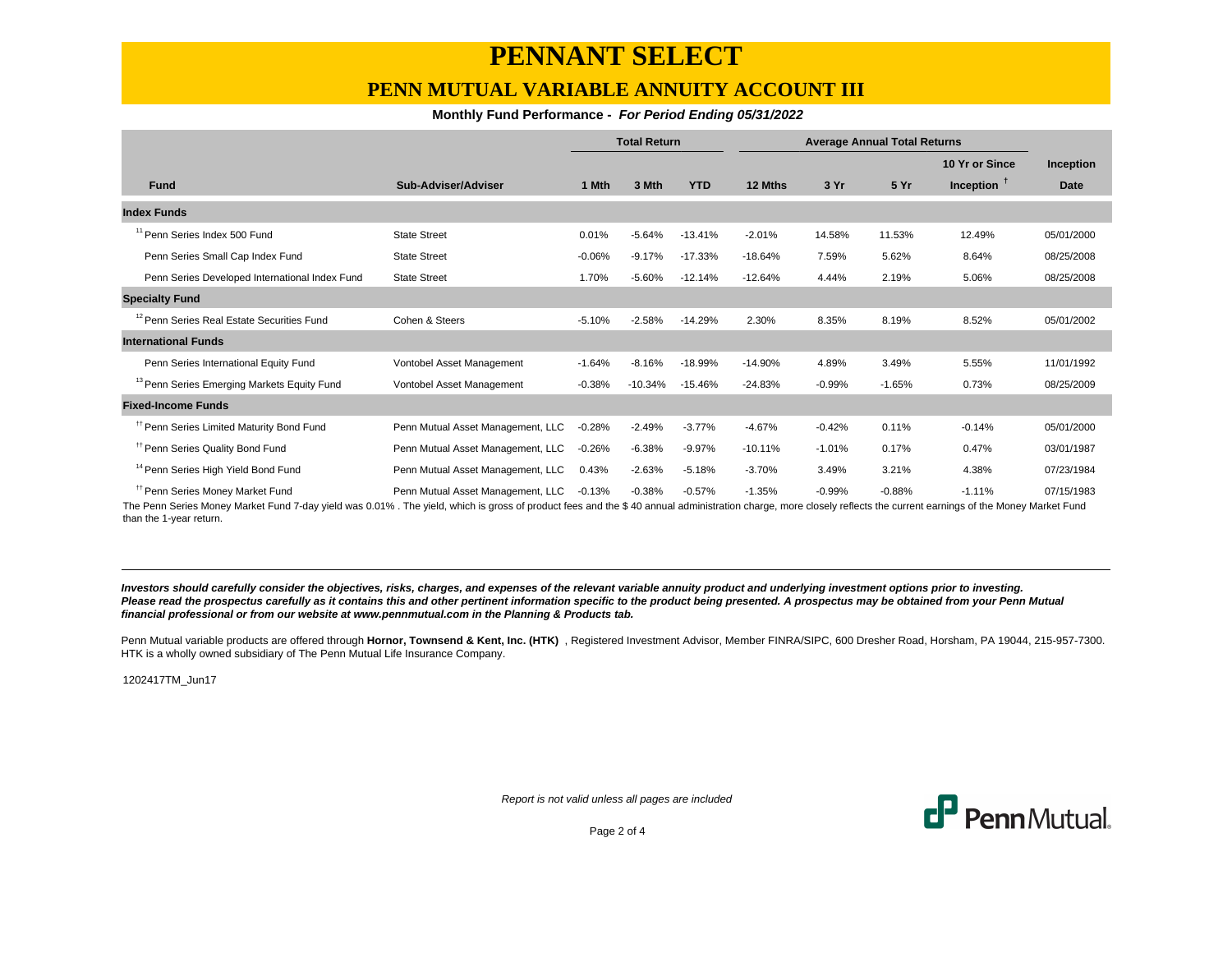# PENNANT SELECT

## PENN MUTUAL VARIABLE ANNUITY ACCOUNT III

**Monthly Fund Performance -** ***For Period Ending 05/31/2022***

| | | Total Return | | | Average Annual Total Returns | | | | |
|---|---|---|---|---|---|---|---|---|---|
| **Fund** | **Sub-Adviser/Adviser** | **1 Mth** | **3 Mth** | **YTD** | **12 Mths** | **3 Yr** | **5 Yr** | **10 Yr or Since Inception †** | **Inception Date** |
| **Index Funds** | | | | | | | | | |
| [11] Penn Series Index 500 Fund | State Street | 0.01% | -5.64% | -13.41% | -2.01% | 14.58% | 11.53% | 12.49% | 05/01/2000 |
| Penn Series Small Cap Index Fund | State Street | -0.06% | -9.17% | -17.33% | -18.64% | 7.59% | 5.62% | 8.64% | 08/25/2008 |
| Penn Series Developed International Index Fund | State Street | 1.70% | -5.60% | -12.14% | -12.64% | 4.44% | 2.19% | 5.06% | 08/25/2008 |
| **Specialty Fund** | | | | | | | | | |
| [12] Penn Series Real Estate Securities Fund | Cohen & Steers | -5.10% | -2.58% | -14.29% | 2.30% | 8.35% | 8.19% | 8.52% | 05/01/2002 |
| **International Funds** | | | | | | | | | |
| Penn Series International Equity Fund | Vontobel Asset Management | -1.64% | -8.16% | -18.99% | -14.90% | 4.89% | 3.49% | 5.55% | 11/01/1992 |
| [13] Penn Series Emerging Markets Equity Fund | Vontobel Asset Management | -0.38% | -10.34% | -15.46% | -24.83% | -0.99% | -1.65% | 0.73% | 08/25/2009 |
| **Fixed-Income Funds** | | | | | | | | | |
| [††] Penn Series Limited Maturity Bond Fund | Penn Mutual Asset Management, LLC | -0.28% | -2.49% | -3.77% | -4.67% | -0.42% | 0.11% | -0.14% | 05/01/2000 |
| [††] Penn Series Quality Bond Fund | Penn Mutual Asset Management, LLC | -0.26% | -6.38% | -9.97% | -10.11% | -1.01% | 0.17% | 0.47% | 03/01/1987 |
| [14] Penn Series High Yield Bond Fund | Penn Mutual Asset Management, LLC | 0.43% | -2.63% | -5.18% | -3.70% | 3.49% | 3.21% | 4.38% | 07/23/1984 |
| [††] Penn Series Money Market Fund | Penn Mutual Asset Management, LLC | -0.13% | -0.38% | -0.57% | -1.35% | -0.99% | -0.88% | -1.11% | 07/15/1983 |

The Penn Series Money Market Fund 7-day yield was 0.01% . The yield, which is gross of product fees and the $ 40 annual administration charge, more closely reflects the current earnings of the Money Market Fund than the 1-year return.

---

***Investors should carefully consider the objectives, risks, charges, and expenses of the relevant variable annuity product and underlying investment options prior to investing. Please read the prospectus carefully as it contains this and other pertinent information specific to the product being presented. A prospectus may be obtained from your Penn Mutual financial professional or from our website at www.pennmutual.com in the Planning & Products tab.***

Penn Mutual variable products are offered through **Hornor, Townsend & Kent, Inc. (HTK)** , Registered Investment Advisor, Member FINRA/SIPC, 600 Dresher Road, Horsham, PA 19044, 215-957-7300. HTK is a wholly owned subsidiary of The Penn Mutual Life Insurance Company.

1202417TM_Jun17

*Report is not valid unless all pages are included*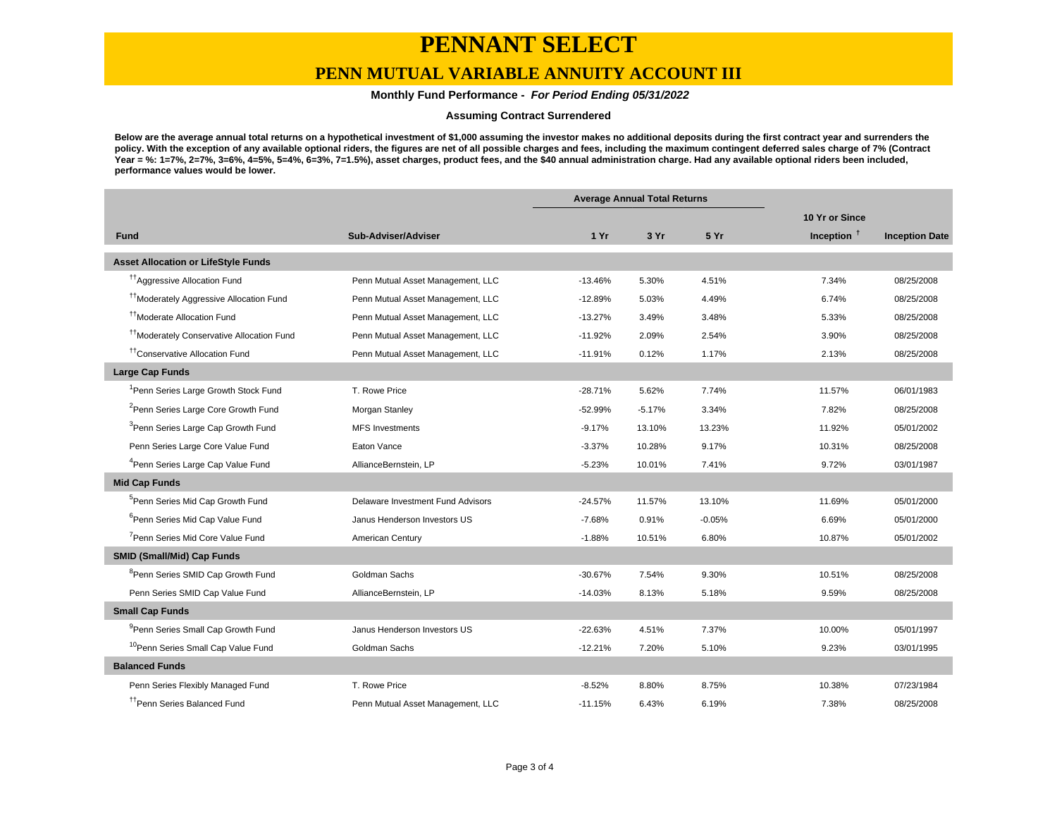# PENNANT SELECT

## PENN MUTUAL VARIABLE ANNUITY ACCOUNT III

**Monthly Fund Performance -** ***For Period Ending 05/31/2022***

**Assuming Contract Surrendered**

**Below are the average annual total returns on a hypothetical investment of $1,000 assuming the investor makes no additional deposits during the first contract year and surrenders the policy. With the exception of any available optional riders, the figures are net of all possible charges and fees, including the maximum contingent deferred sales charge of 7% (Contract Year = %: 1=7%, 2=7%, 3=6%, 4=5%, 5=4%, 6=3%, 7=1.5%), asset charges, product fees, and the $40 annual administration charge. Had any available optional riders been included, performance values would be lower.**

| Fund | Sub-Adviser/Adviser | Average Annual Total Returns | | | | |
|---|---|---|---|---|---|---|
| | | 1 Yr | 3 Yr | 5 Yr | 10 Yr or Since Inception † | Inception Date |
| **Asset Allocation or LifeStyle Funds** | | | | | | |
| [††]Aggressive Allocation Fund | Penn Mutual Asset Management, LLC | -13.46% | 5.30% | 4.51% | 7.34% | 08/25/2008 |
| [††]Moderately Aggressive Allocation Fund | Penn Mutual Asset Management, LLC | -12.89% | 5.03% | 4.49% | 6.74% | 08/25/2008 |
| [††]Moderate Allocation Fund | Penn Mutual Asset Management, LLC | -13.27% | 3.49% | 3.48% | 5.33% | 08/25/2008 |
| [††]Moderately Conservative Allocation Fund | Penn Mutual Asset Management, LLC | -11.92% | 2.09% | 2.54% | 3.90% | 08/25/2008 |
| [††]Conservative Allocation Fund | Penn Mutual Asset Management, LLC | -11.91% | 0.12% | 1.17% | 2.13% | 08/25/2008 |
| **Large Cap Funds** | | | | | | |
| [1]Penn Series Large Growth Stock Fund | T. Rowe Price | -28.71% | 5.62% | 7.74% | 11.57% | 06/01/1983 |
| [2]Penn Series Large Core Growth Fund | Morgan Stanley | -52.99% | -5.17% | 3.34% | 7.82% | 08/25/2008 |
| [3]Penn Series Large Cap Growth Fund | MFS Investments | -9.17% | 13.10% | 13.23% | 11.92% | 05/01/2002 |
| Penn Series Large Core Value Fund | Eaton Vance | -3.37% | 10.28% | 9.17% | 10.31% | 08/25/2008 |
| [4]Penn Series Large Cap Value Fund | AllianceBernstein, LP | -5.23% | 10.01% | 7.41% | 9.72% | 03/01/1987 |
| **Mid Cap Funds** | | | | | | |
| [5]Penn Series Mid Cap Growth Fund | Delaware Investment Fund Advisors | -24.57% | 11.57% | 13.10% | 11.69% | 05/01/2000 |
| [6]Penn Series Mid Cap Value Fund | Janus Henderson Investors US | -7.68% | 0.91% | -0.05% | 6.69% | 05/01/2000 |
| [7]Penn Series Mid Core Value Fund | American Century | -1.88% | 10.51% | 6.80% | 10.87% | 05/01/2002 |
| **SMID (Small/Mid) Cap Funds** | | | | | | |
| [8]Penn Series SMID Cap Growth Fund | Goldman Sachs | -30.67% | 7.54% | 9.30% | 10.51% | 08/25/2008 |
| Penn Series SMID Cap Value Fund | AllianceBernstein, LP | -14.03% | 8.13% | 5.18% | 9.59% | 08/25/2008 |
| **Small Cap Funds** | | | | | | |
| [9]Penn Series Small Cap Growth Fund | Janus Henderson Investors US | -22.63% | 4.51% | 7.37% | 10.00% | 05/01/1997 |
| [10]Penn Series Small Cap Value Fund | Goldman Sachs | -12.21% | 7.20% | 5.10% | 9.23% | 03/01/1995 |
| **Balanced Funds** | | | | | | |
| Penn Series Flexibly Managed Fund | T. Rowe Price | -8.52% | 8.80% | 8.75% | 10.38% | 07/23/1984 |
| [††]Penn Series Balanced Fund | Penn Mutual Asset Management, LLC | -11.15% | 6.43% | 6.19% | 7.38% | 08/25/2008 |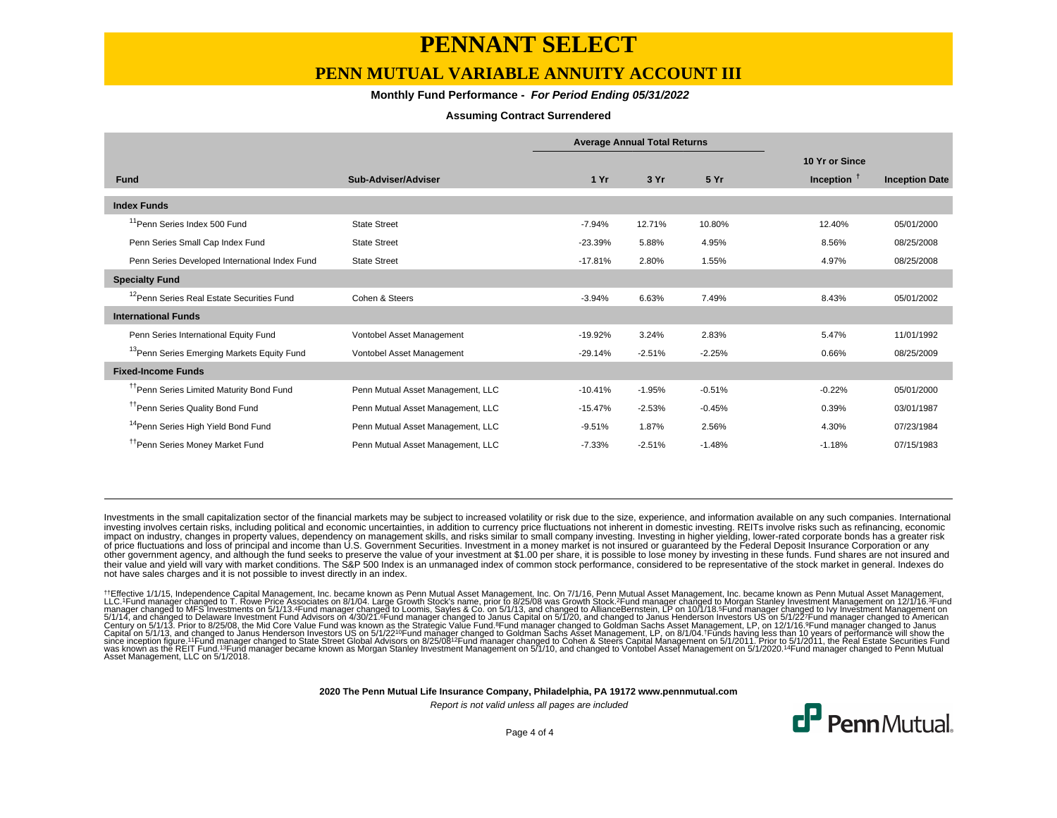# PENNANT SELECT

## PENN MUTUAL VARIABLE ANNUITY ACCOUNT III

**Monthly Fund Performance -** ***For Period Ending 05/31/2022***

**Assuming Contract Surrendered**

| | | Average Annual Total Returns | | | | |
|---|---|---|---|---|---|---|
| **Fund** | **Sub-Adviser/Adviser** | **1 Yr** | **3 Yr** | **5 Yr** | **10 Yr or Since Inception †** | **Inception Date** |
| **Index Funds** | | | | | | |
| [11]Penn Series Index 500 Fund | State Street | -7.94% | 12.71% | 10.80% | 12.40% | 05/01/2000 |
| Penn Series Small Cap Index Fund | State Street | -23.39% | 5.88% | 4.95% | 8.56% | 08/25/2008 |
| Penn Series Developed International Index Fund | State Street | -17.81% | 2.80% | 1.55% | 4.97% | 08/25/2008 |
| **Specialty Fund** | | | | | | |
| [12]Penn Series Real Estate Securities Fund | Cohen & Steers | -3.94% | 6.63% | 7.49% | 8.43% | 05/01/2002 |
| **International Funds** | | | | | | |
| Penn Series International Equity Fund | Vontobel Asset Management | -19.92% | 3.24% | 2.83% | 5.47% | 11/01/1992 |
| [13]Penn Series Emerging Markets Equity Fund | Vontobel Asset Management | -29.14% | -2.51% | -2.25% | 0.66% | 08/25/2009 |
| **Fixed-Income Funds** | | | | | | |
| [††]Penn Series Limited Maturity Bond Fund | Penn Mutual Asset Management, LLC | -10.41% | -1.95% | -0.51% | -0.22% | 05/01/2000 |
| [††]Penn Series Quality Bond Fund | Penn Mutual Asset Management, LLC | -15.47% | -2.53% | -0.45% | 0.39% | 03/01/1987 |
| [14]Penn Series High Yield Bond Fund | Penn Mutual Asset Management, LLC | -9.51% | 1.87% | 2.56% | 4.30% | 07/23/1984 |
| [††]Penn Series Money Market Fund | Penn Mutual Asset Management, LLC | -7.33% | -2.51% | -1.48% | -1.18% | 07/15/1983 |

Investments in the small capitalization sector of the financial markets may be subject to increased volatility or risk due to the size, experience, and information available on any such companies. International investing involves certain risks, including political and economic uncertainties, in addition to currency price fluctuations not inherent in domestic investing. REITs involve risks such as refinancing, economic impact on industry, changes in property values, dependency on management skills, and risks similar to small company investing. Investing in higher yielding, lower-rated corporate bonds has a greater risk of price fluctuations and loss of principal and income than U.S. Government Securities. Investment in a money market is not insured or guaranteed by the Federal Deposit Insurance Corporation or any other government agency, and although the fund seeks to preserve the value of your investment at $1.00 per share, it is possible to lose money by investing in these funds. Fund shares are not insured and their value and yield will vary with market conditions. The S&P 500 Index is an unmanaged index of common stock performance, considered to be representative of the stock market in general. Indexes do not have sales charges and it is not possible to invest directly in an index.

[††]Effective 1/1/15, Independence Capital Management, Inc. became known as Penn Mutual Asset Management, Inc. On 7/1/16, Penn Mutual Asset Management, Inc. became known as Penn Mutual Asset Management, LLC.[1]Fund manager changed to T. Rowe Price Associates on 8/1/04. Large Growth Stock's name, prior to 8/25/08 was Growth Stock.[2]Fund manager changed to Morgan Stanley Investment Management on 12/1/16.[3]Fund manager changed to MFS Investments on 5/1/13.[4]Fund manager changed to Loomis, Sayles & Co. on 5/1/13, and changed to AllianceBernstein, LP on 10/1/18.[5]Fund manager changed to Ivy Investment Management on 5/1/14, and changed to Delaware Investment Fund Advisors on 4/30/21.[6]Fund manager changed to Janus Capital on 5/1/20, and changed to Janus Henderson Investors US on 5/1/22[7]Fund manager changed to American Century on 5/1/13. Prior to 8/25/08, the Mid Core Value Fund was known as the Strategic Value Fund.[8]Fund manager changed to Goldman Sachs Asset Management, LP, on 12/1/16.[9]Fund manager changed to Janus Capital on 5/1/13, and changed to Janus Henderson Investors US on 5/1/22[10]Fund manager changed to Goldman Sachs Asset Management, LP, on 8/1/04.[†]Funds having less than 10 years of performance will show the since inception figure.[11]Fund manager changed to State Street Global Advisors on 8/25/08[12]Fund manager changed to Cohen & Steers Capital Management on 5/1/2011. Prior to 5/1/2011, the Real Estate Securities Fund was known as the REIT Fund.[13]Fund manager became known as Morgan Stanley Investment Management on 5/1/10, and changed to Vontobel Asset Management on 5/1/2020.[14]Fund manager changed to Penn Mutual Asset Management, LLC on 5/1/2018.

**2020 The Penn Mutual Life Insurance Company, Philadelphia, PA 19172 www.pennmutual.com**

*Report is not valid unless all pages are included*